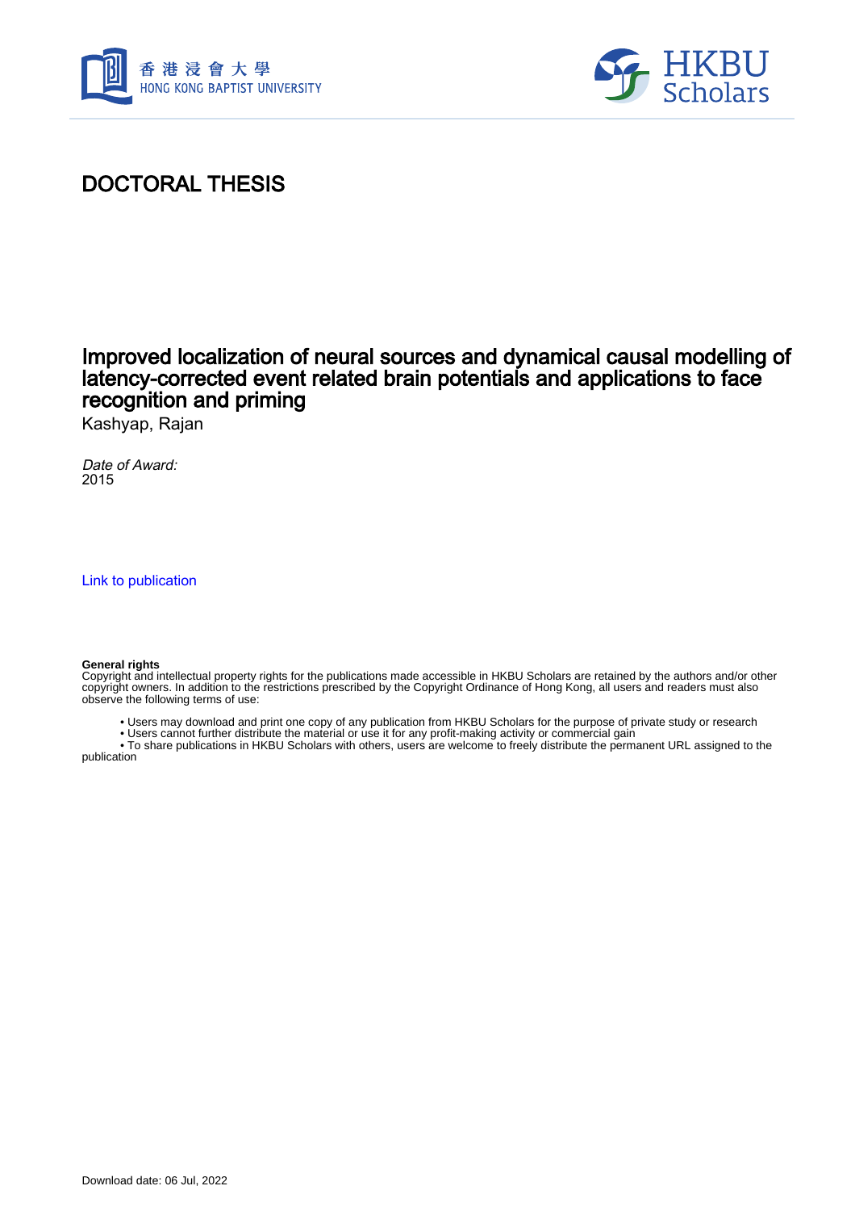# DOCTORAL THESIS

## Improved localization of neural sources and dynamical causal modelling of latency-corrected event related brain potentials and applications to face recognition and priming

Kashyap, Rajan

*Date of Award:*
2015

Link to publication

**General rights**
Copyright and intellectual property rights for the publications made accessible in HKBU Scholars are retained by the authors and/or other copyright owners. In addition to the restrictions prescribed by the Copyright Ordinance of Hong Kong, all users and readers must also observe the following terms of use:

- Users may download and print one copy of any publication from HKBU Scholars for the purpose of private study or research
- Users cannot further distribute the material or use it for any profit-making activity or commercial gain
- To share publications in HKBU Scholars with others, users are welcome to freely distribute the permanent URL assigned to the publication

Download date: 06 Jul, 2022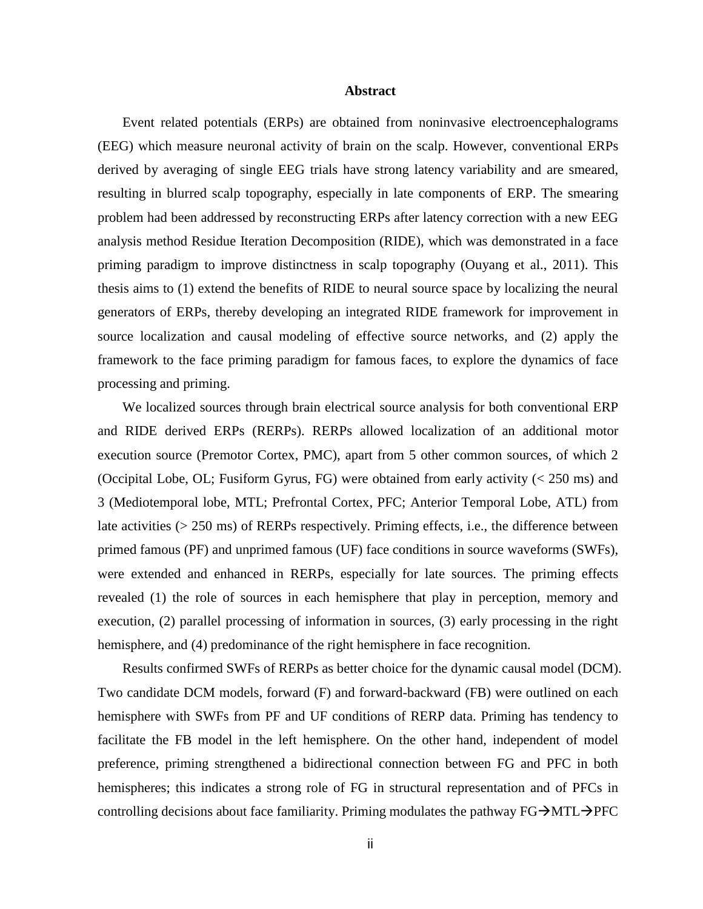# Abstract

Event related potentials (ERPs) are obtained from noninvasive electroencephalograms (EEG) which measure neuronal activity of brain on the scalp. However, conventional ERPs derived by averaging of single EEG trials have strong latency variability and are smeared, resulting in blurred scalp topography, especially in late components of ERP. The smearing problem had been addressed by reconstructing ERPs after latency correction with a new EEG analysis method Residue Iteration Decomposition (RIDE), which was demonstrated in a face priming paradigm to improve distinctness in scalp topography (Ouyang et al., 2011). This thesis aims to (1) extend the benefits of RIDE to neural source space by localizing the neural generators of ERPs, thereby developing an integrated RIDE framework for improvement in source localization and causal modeling of effective source networks, and (2) apply the framework to the face priming paradigm for famous faces, to explore the dynamics of face processing and priming.

We localized sources through brain electrical source analysis for both conventional ERP and RIDE derived ERPs (RERPs). RERPs allowed localization of an additional motor execution source (Premotor Cortex, PMC), apart from 5 other common sources, of which 2 (Occipital Lobe, OL; Fusiform Gyrus, FG) were obtained from early activity (< 250 ms) and 3 (Mediotemporal lobe, MTL; Prefrontal Cortex, PFC; Anterior Temporal Lobe, ATL) from late activities (> 250 ms) of RERPs respectively. Priming effects, i.e., the difference between primed famous (PF) and unprimed famous (UF) face conditions in source waveforms (SWFs), were extended and enhanced in RERPs, especially for late sources. The priming effects revealed (1) the role of sources in each hemisphere that play in perception, memory and execution, (2) parallel processing of information in sources, (3) early processing in the right hemisphere, and (4) predominance of the right hemisphere in face recognition.

Results confirmed SWFs of RERPs as better choice for the dynamic causal model (DCM). Two candidate DCM models, forward (F) and forward-backward (FB) were outlined on each hemisphere with SWFs from PF and UF conditions of RERP data. Priming has tendency to facilitate the FB model in the left hemisphere. On the other hand, independent of model preference, priming strengthened a bidirectional connection between FG and PFC in both hemispheres; this indicates a strong role of FG in structural representation and of PFCs in controlling decisions about face familiarity. Priming modulates the pathway FG→MTL→PFC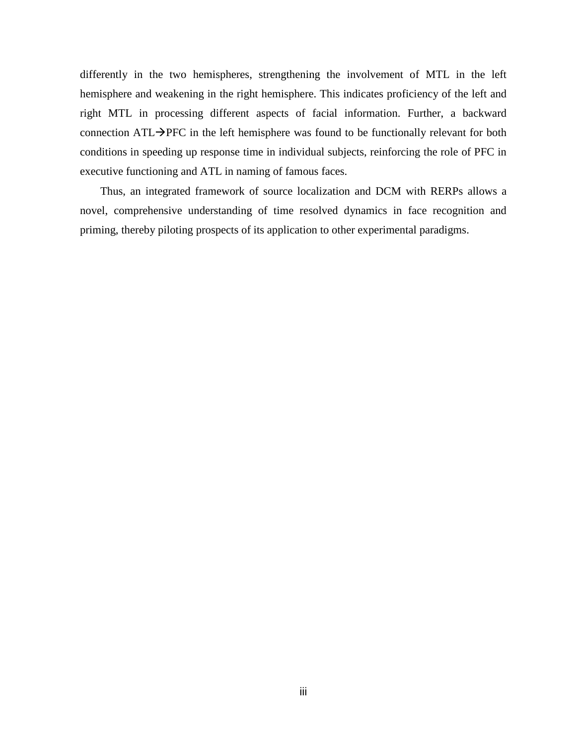differently in the two hemispheres, strengthening the involvement of MTL in the left hemisphere and weakening in the right hemisphere. This indicates proficiency of the left and right MTL in processing different aspects of facial information. Further, a backward connection ATL→PFC in the left hemisphere was found to be functionally relevant for both conditions in speeding up response time in individual subjects, reinforcing the role of PFC in executive functioning and ATL in naming of famous faces.

Thus, an integrated framework of source localization and DCM with RERPs allows a novel, comprehensive understanding of time resolved dynamics in face recognition and priming, thereby piloting prospects of its application to other experimental paradigms.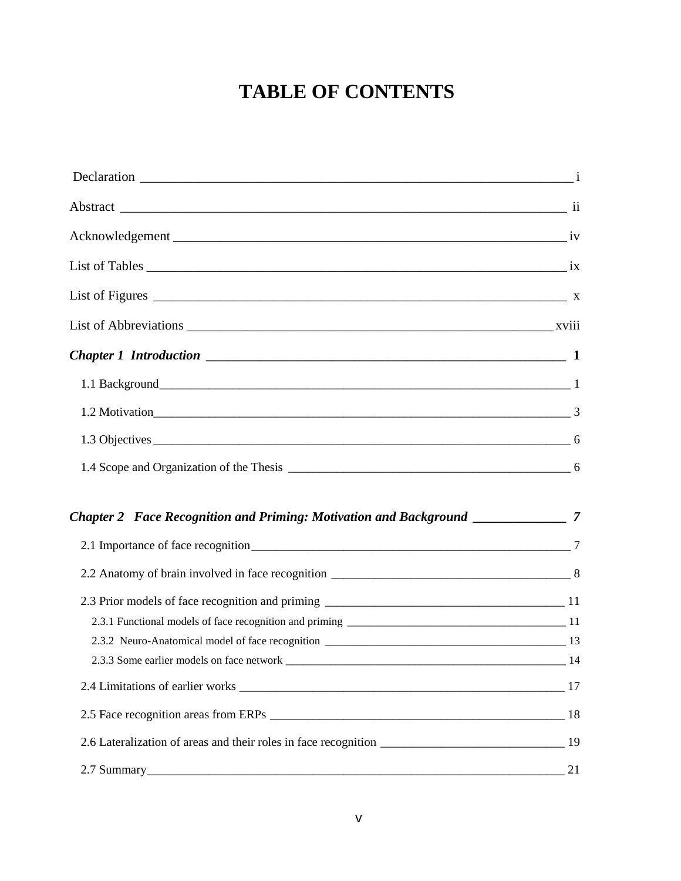# TABLE OF CONTENTS

Declaration ______ i

Abstract ______ ii

Acknowledgement ______ iv

List of Tables ______ ix

List of Figures ______ x

List of Abbreviations ______ xviii

***Chapter 1 Introduction*** ______ **1**

1.1 Background ______ 1

1.2 Motivation ______ 3

1.3 Objectives ______ 6

1.4 Scope and Organization of the Thesis ______ 6

***Chapter 2 Face Recognition and Priming: Motivation and Background*** ______ ***7***

2.1 Importance of face recognition ______ 7

2.2 Anatomy of brain involved in face recognition ______ 8

2.3 Prior models of face recognition and priming ______ 11

2.3.1 Functional models of face recognition and priming ______ 11

2.3.2 Neuro-Anatomical model of face recognition ______ 13

2.3.3 Some earlier models on face network ______ 14

2.4 Limitations of earlier works ______ 17

2.5 Face recognition areas from ERPs ______ 18

2.6 Lateralization of areas and their roles in face recognition ______ 19

2.7 Summary ______ 21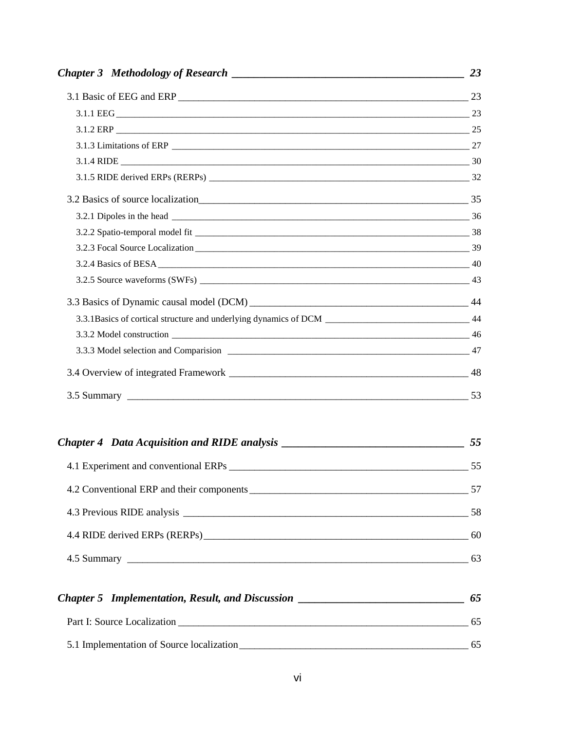***Chapter 3 Methodology of Research*** ***23***

3.1 Basic of EEG and ERP 23

3.1.1 EEG 23

3.1.2 ERP 25

3.1.3 Limitations of ERP 27

3.1.4 RIDE 30

3.1.5 RIDE derived ERPs (RERPs) 32

3.2 Basics of source localization 35

3.2.1 Dipoles in the head 36

3.2.2 Spatio-temporal model fit 38

3.2.3 Focal Source Localization 39

3.2.4 Basics of BESA 40

3.2.5 Source waveforms (SWFs) 43

3.3 Basics of Dynamic causal model (DCM) 44

3.3.1Basics of cortical structure and underlying dynamics of DCM 44

3.3.2 Model construction 46

3.3.3 Model selection and Comparision 47

3.4 Overview of integrated Framework 48

3.5 Summary 53

***Chapter 4 Data Acquisition and RIDE analysis*** ***55***

4.1 Experiment and conventional ERPs 55

4.2 Conventional ERP and their components 57

4.3 Previous RIDE analysis 58

4.4 RIDE derived ERPs (RERPs) 60

4.5 Summary 63

***Chapter 5 Implementation, Result, and Discussion*** ***65***

Part I: Source Localization 65

5.1 Implementation of Source localization 65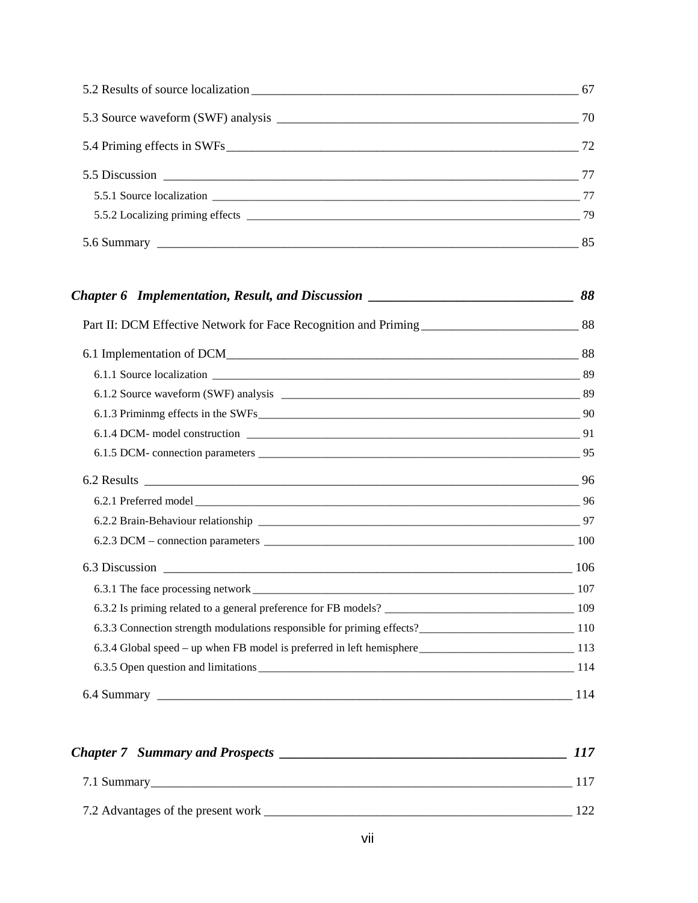5.2 Results of source localization _____ 67

5.3 Source waveform (SWF) analysis _____ 70

5.4 Priming effects in SWFs _____ 72

5.5 Discussion _____ 77

5.5.1 Source localization _____ 77

5.5.2 Localizing priming effects _____ 79

5.6 Summary _____ 85

***Chapter 6 Implementation, Result, and Discussion _____ 88***

Part II: DCM Effective Network for Face Recognition and Priming _____ 88

6.1 Implementation of DCM _____ 88

6.1.1 Source localization _____ 89

6.1.2 Source waveform (SWF) analysis _____ 89

6.1.3 Priminmg effects in the SWFs _____ 90

6.1.4 DCM- model construction _____ 91

6.1.5 DCM- connection parameters _____ 95

6.2 Results _____ 96

6.2.1 Preferred model _____ 96

6.2.2 Brain-Behaviour relationship _____ 97

6.2.3 DCM – connection parameters _____ 100

6.3 Discussion _____ 106

6.3.1 The face processing network _____ 107

6.3.2 Is priming related to a general preference for FB models? _____ 109

6.3.3 Connection strength modulations responsible for priming effects? _____ 110

6.3.4 Global speed – up when FB model is preferred in left hemisphere _____ 113

6.3.5 Open question and limitations _____ 114

6.4 Summary _____ 114

***Chapter 7 Summary and Prospects _____ 117***

7.1 Summary _____ 117

7.2 Advantages of the present work _____ 122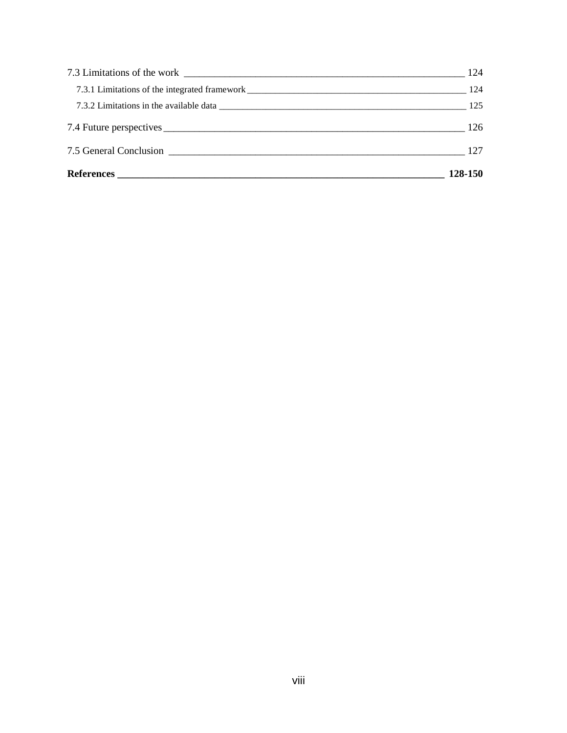7.3 Limitations of the work _______________________________________________ 124

7.3.1 Limitations of the integrated framework _______________________________ 124

7.3.2 Limitations in the available data _____________________________________ 125

7.4 Future perspectives ____________________________________________________ 126

7.5 General Conclusion ____________________________________________________ 127

**References ____________________________________________________________ 128-150**